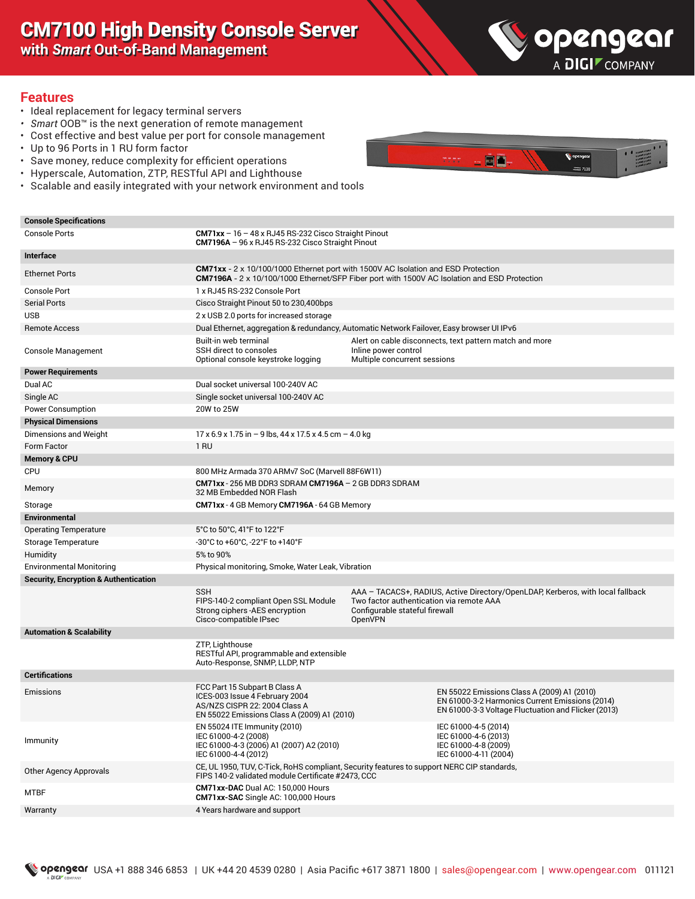# CM7100 High Density Console Server

## with *Smart* Out-of-Band Management

opengear A DIGI COMPANY

## Features

- Ideal replacement for legacy terminal servers
- *Smart* OOB™ is the next generation of remote management
- Cost effective and best value per port for console management
- Up to 96 Ports in 1 RU form factor
- Save money, reduce complexity for efficient operations
- Hyperscale, Automation, ZTP, RESTful API and Lighthouse
- Scalable and easily integrated with your network environment and tools

| **Console Specifications** | | |
|---|---|---|
| Console Ports | **CM71xx** – 16 – 48 x RJ45 RS-232 Cisco Straight Pinout<br>**CM7196A** – 96 x RJ45 RS-232 Cisco Straight Pinout | |
| **Interface** | | |
| Ethernet Ports | **CM71xx** - 2 x 10/100/1000 Ethernet port with 1500V AC Isolation and ESD Protection<br>**CM7196A** - 2 x 10/100/1000 Ethernet/SFP Fiber port with 1500V AC Isolation and ESD Protection | |
| Console Port | 1 x RJ45 RS-232 Console Port | |
| Serial Ports | Cisco Straight Pinout 50 to 230,400bps | |
| USB | 2 x USB 2.0 ports for increased storage | |
| Remote Access | Dual Ethernet, aggregation & redundancy, Automatic Network Failover, Easy browser UI IPv6 | |
| Console Management | Built-in web terminal<br>SSH direct to consoles<br>Optional console keystroke logging | Alert on cable disconnects, text pattern match and more<br>Inline power control<br>Multiple concurrent sessions |
| **Power Requirements** | | |
| Dual AC | Dual socket universal 100-240V AC | |
| Single AC | Single socket universal 100-240V AC | |
| Power Consumption | 20W to 25W | |
| **Physical Dimensions** | | |
| Dimensions and Weight | 17 x 6.9 x 1.75 in – 9 lbs, 44 x 17.5 x 4.5 cm – 4.0 kg | |
| Form Factor | 1 RU | |
| **Memory & CPU** | | |
| CPU | 800 MHz Armada 370 ARMv7 SoC (Marvell 88F6W11) | |
| Memory | **CM71xx** - 256 MB DDR3 SDRAM **CM7196A** – 2 GB DDR3 SDRAM<br>32 MB Embedded NOR Flash | |
| Storage | **CM71xx** - 4 GB Memory **CM7196A** - 64 GB Memory | |
| **Environmental** | | |
| Operating Temperature | 5°C to 50°C, 41°F to 122°F | |
| Storage Temperature | -30°C to +60°C, -22°F to +140°F | |
| Humidity | 5% to 90% | |
| Environmental Monitoring | Physical monitoring, Smoke, Water Leak, Vibration | |
| **Security, Encryption & Authentication** | | |
| | SSH<br>FIPS-140-2 compliant Open SSL Module<br>Strong ciphers -AES encryption<br>Cisco-compatible IPsec | AAA – TACACS+, RADIUS, Active Directory/OpenLDAP, Kerberos, with local fallback<br>Two factor authentication via remote AAA<br>Configurable stateful firewall<br>OpenVPN |
| **Automation & Scalability** | | |
| | ZTP, Lighthouse<br>RESTful API, programmable and extensible<br>Auto-Response, SNMP, LLDP, NTP | |
| **Certifications** | | |
| Emissions | FCC Part 15 Subpart B Class A<br>ICES-003 Issue 4 February 2004<br>AS/NZS CISPR 22: 2004 Class A<br>EN 55022 Emissions Class A (2009) A1 (2010) | EN 55022 Emissions Class A (2009) A1 (2010)<br>EN 61000-3-2 Harmonics Current Emissions (2014)<br>EN 61000-3-3 Voltage Fluctuation and Flicker (2013) |
| Immunity | EN 55024 ITE Immunity (2010)<br>IEC 61000-4-2 (2008)<br>IEC 61000-4-3 (2006) A1 (2007) A2 (2010)<br>IEC 61000-4-4 (2012) | IEC 61000-4-5 (2014)<br>IEC 61000-4-6 (2013)<br>IEC 61000-4-8 (2009)<br>IEC 61000-4-11 (2004) |
| Other Agency Approvals | CE, UL 1950, TUV, C-Tick, RoHS compliant, Security features to support NERC CIP standards,<br>FIPS 140-2 validated module Certificate #2473, CCC | |
| MTBF | **CM71xx-DAC** Dual AC: 150,000 Hours<br>**CM71xx-SAC** Single AC: 100,000 Hours | |
| Warranty | 4 Years hardware and support | |

opengear | USA +1 888 346 6853 | UK +44 20 4539 0280 | Asia Pacific +617 3871 1800 | sales@opengear.com | www.opengear.com 011121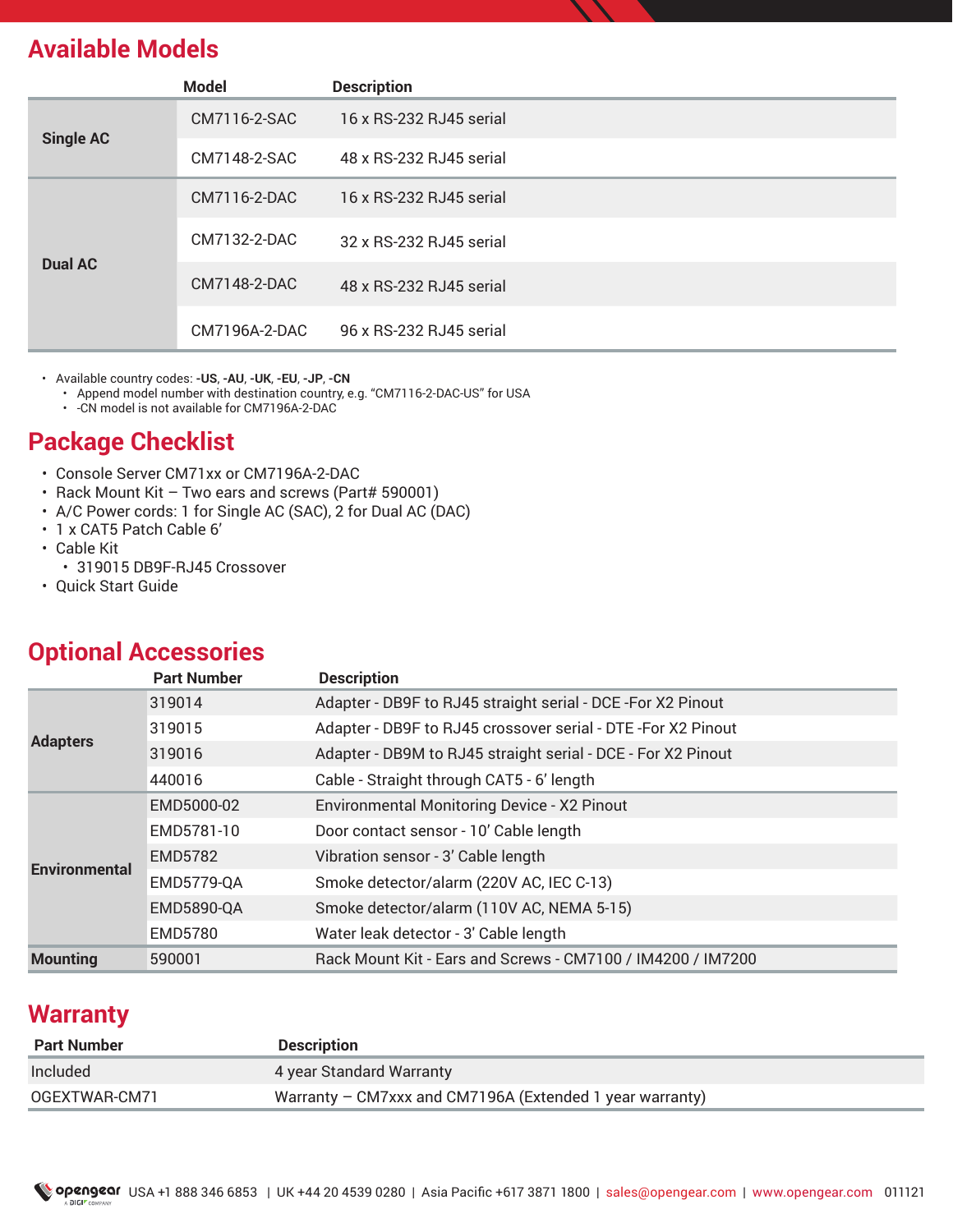## Available Models

| | Model | Description |
|---|---|---|
| Single AC | CM7116-2-SAC | 16 x RS-232 RJ45 serial |
| | CM7148-2-SAC | 48 x RS-232 RJ45 serial |
| Dual AC | CM7116-2-DAC | 16 x RS-232 RJ45 serial |
| | CM7132-2-DAC | 32 x RS-232 RJ45 serial |
| | CM7148-2-DAC | 48 x RS-232 RJ45 serial |
| | CM7196A-2-DAC | 96 x RS-232 RJ45 serial |

- Available country codes: **-US**, **-AU**, **-UK**, **-EU**, **-JP**, **-CN**
  - Append model number with destination country, e.g. “CM7116-2-DAC-US” for USA
  - -CN model is not available for CM7196A-2-DAC

## Package Checklist

- Console Server CM71xx or CM7196A-2-DAC
- Rack Mount Kit – Two ears and screws (Part# 590001)
- A/C Power cords: 1 for Single AC (SAC), 2 for Dual AC (DAC)
- 1 x CAT5 Patch Cable 6’
- Cable Kit
  - 319015 DB9F-RJ45 Crossover
- Quick Start Guide

## Optional Accessories

| | Part Number | Description |
|---|---|---|
| Adapters | 319014 | Adapter - DB9F to RJ45 straight serial - DCE -For X2 Pinout |
| | 319015 | Adapter - DB9F to RJ45 crossover serial - DTE -For X2 Pinout |
| | 319016 | Adapter - DB9M to RJ45 straight serial - DCE - For X2 Pinout |
| | 440016 | Cable - Straight through CAT5 - 6’ length |
| Environmental | EMD5000-02 | Environmental Monitoring Device - X2 Pinout |
| | EMD5781-10 | Door contact sensor - 10’ Cable length |
| | EMD5782 | Vibration sensor - 3’ Cable length |
| | EMD5779-QA | Smoke detector/alarm (220V AC, IEC C-13) |
| | EMD5890-QA | Smoke detector/alarm (110V AC, NEMA 5-15) |
| | EMD5780 | Water leak detector - 3’ Cable length |
| Mounting | 590001 | Rack Mount Kit - Ears and Screws - CM7100 / IM4200 / IM7200 |

## Warranty

| Part Number | Description |
|---|---|
| Included | 4 year Standard Warranty |
| OGEXTWAR-CM71 | Warranty – CM7xxx and CM7196A (Extended 1 year warranty) |

opengear A DIGI COMPANY USA +1 888 346 6853 | UK +44 20 4539 0280 | Asia Pacific +617 3871 1800 | sales@opengear.com | www.opengear.com 011121